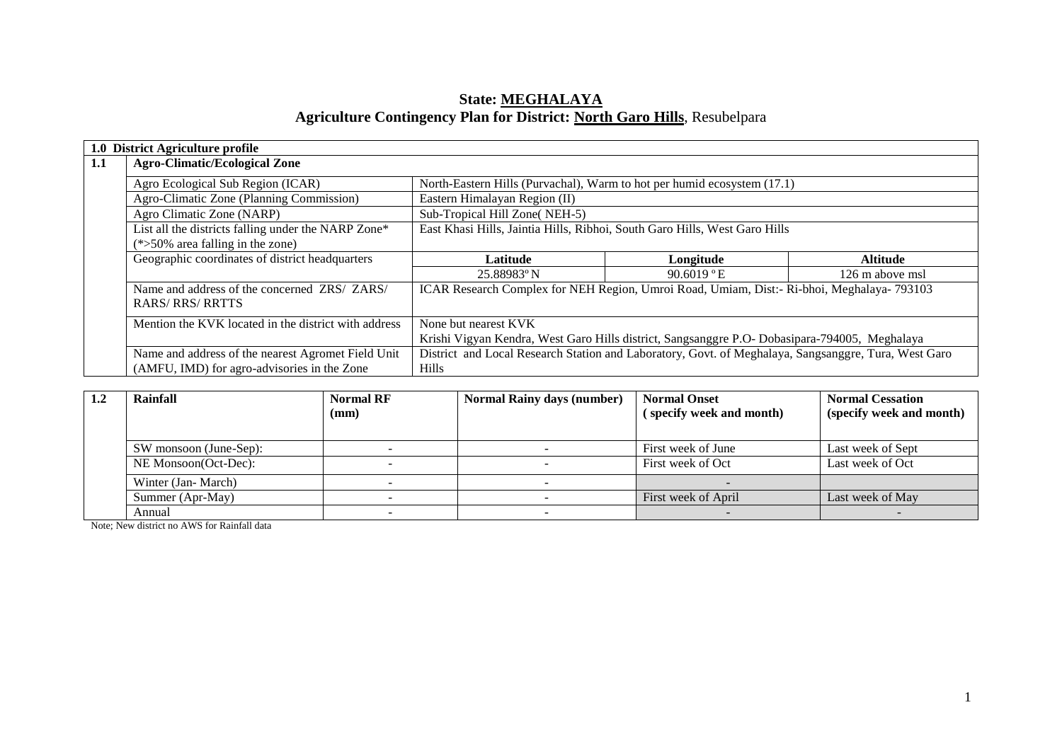# State: MEGHALAYA

## Agriculture Contingency Plan for District: North Garo Hills, Resubelpara

| 1.0 District Agriculture profile | | | | |
|---|---|---|---|---|
| **1.1** | **Agro-Climatic/Ecological Zone** | | | |
| | Agro Ecological Sub Region (ICAR) | North-Eastern Hills (Purvachal), Warm to hot per humid ecosystem (17.1) | | |
| | Agro-Climatic Zone (Planning Commission) | Eastern Himalayan Region (II) | | |
| | Agro Climatic Zone (NARP) | Sub-Tropical Hill Zone( NEH-5) | | |
| | List all the districts falling under the NARP Zone* (*>50% area falling in the zone) | East Khasi Hills, Jaintia Hills, Ribhoi, South Garo Hills, West Garo Hills | | |
| | Geographic coordinates of district headquarters | **Latitude** | **Longitude** | **Altitude** |
| | | 25.88983º N | 90.6019 º E | 126 m above msl |
| | Name and address of the concerned ZRS/ ZARS/ RARS/ RRS/ RRTTS | ICAR Research Complex for NEH Region, Umroi Road, Umiam, Dist:- Ri-bhoi, Meghalaya- 793103 | | |
| | Mention the KVK located in the district with address | None but nearest KVK<br>Krishi Vigyan Kendra, West Garo Hills district, Sangsanggre P.O- Dobasipara-794005, Meghalaya | | |
| | Name and address of the nearest Agromet Field Unit (AMFU, IMD) for agro-advisories in the Zone | District and Local Research Station and Laboratory, Govt. of Meghalaya, Sangsanggre, Tura, West Garo Hills | | |

| 1.2 | Rainfall | Normal RF (mm) | Normal Rainy days (number) | Normal Onset ( specify week and month) | Normal Cessation (specify week and month) |
|---|---|---|---|---|---|
| | SW monsoon (June-Sep): | - | - | First week of June | Last week of Sept |
| | NE Monsoon(Oct-Dec): | - | - | First week of Oct | Last week of Oct |
| | Winter (Jan- March) | - | - | - | |
| | Summer (Apr-May) | - | - | First week of April | Last week of May |
| | Annual | - | - | - | - |

Note; New district no AWS for Rainfall data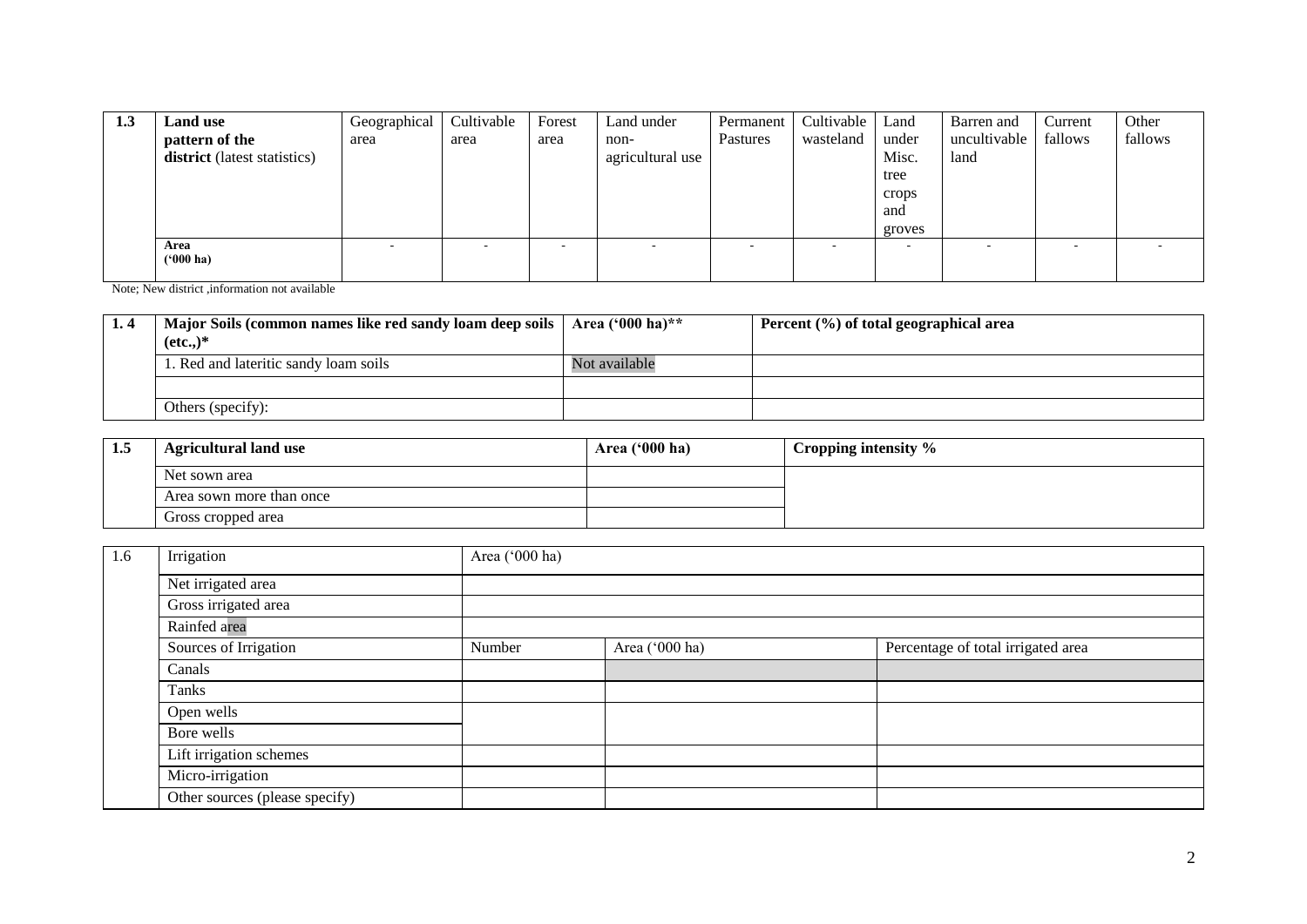| 1.3 | **Land use pattern of the district** (latest statistics) | Geographical area | Cultivable area | Forest area | Land under non-agricultural use | Permanent Pastures | Cultivable wasteland | Land under Misc. tree crops and groves | Barren and uncultivable land | Current fallows | Other fallows |
|---|---|---|---|---|---|---|---|---|---|---|---|
| | **Area ('000 ha)** | - | - | - | - | - | - | - | - | - | - |

Note; New district ,information not available

| 1. 4 | **Major Soils (common names like red sandy loam deep soils (etc.,)*** | **Area ('000 ha)**** | **Percent (%) of total geographical area** |
|---|---|---|---|
| | 1. Red and lateritic sandy loam soils | Not available | |
| | | | |
| | Others (specify): | | |

| 1.5 | **Agricultural land use** | **Area ('000 ha)** | **Cropping intensity %** |
|---|---|---|---|
| | Net sown area | | |
| | Area sown more than once | | |
| | Gross cropped area | | |

| 1.6 | Irrigation | Area ('000 ha) | | |
|---|---|---|---|---|
| | Net irrigated area | | | |
| | Gross irrigated area | | | |
| | Rainfed area | | | |
| | Sources of Irrigation | Number | Area ('000 ha) | Percentage of total irrigated area |
| | Canals | | | |
| | Tanks | | | |
| | Open wells | | | |
| | Bore wells | | | |
| | Lift irrigation schemes | | | |
| | Micro-irrigation | | | |
| | Other sources (please specify) | | | |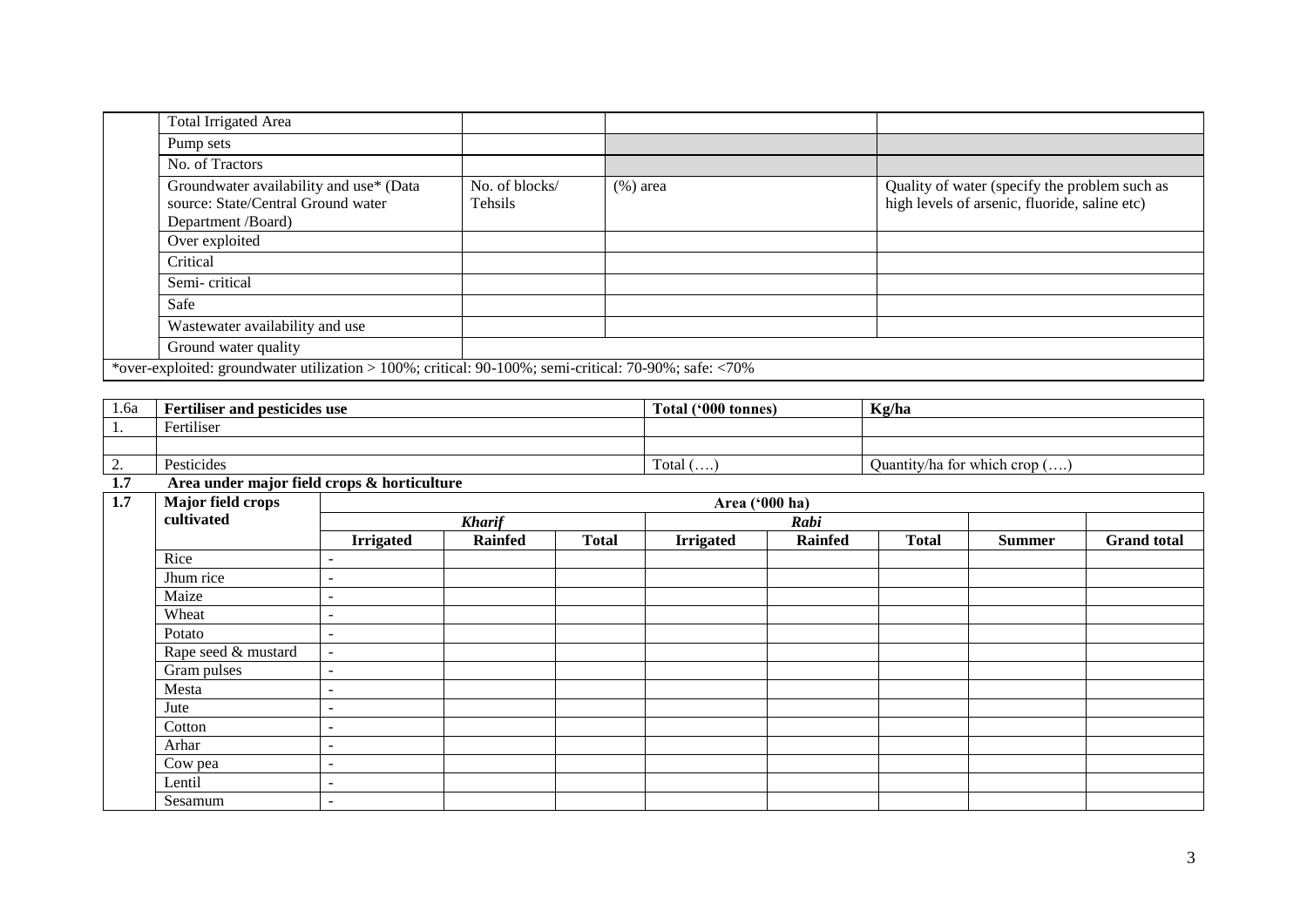| | | | | |
|---|---|---|---|---|
| | Total Irrigated Area | | | |
| | Pump sets | | | |
| | No. of Tractors | | | |
| | Groundwater availability and use* (Data source: State/Central Ground water Department /Board) | No. of blocks/ Tehsils | (%) area | Quality of water (specify the problem such as high levels of arsenic, fluoride, saline etc) |
| | Over exploited | | | |
| | Critical | | | |
| | Semi- critical | | | |
| | Safe | | | |
| | Wastewater availability and use | | | |
| | Ground water quality | | | |

*over-exploited: groundwater utilization > 100%; critical: 90-100%; semi-critical: 70-90%; safe: <70%

| 1.6a | Fertiliser and pesticides use | Total ('000 tonnes) | Kg/ha |
|---|---|---|---|
| 1. | Fertiliser | | |
| | | | |
| 2. | Pesticides | Total (….) | Quantity/ha for which crop (….) |

**1.7 Area under major field crops & horticulture**

| 1.7 | Major field crops cultivated | Area ('000 ha) | | | | | | | |
|---|---|---|---|---|---|---|---|---|---|
| | | *Kharif* | | | *Rabi* | | | | |
| | | **Irrigated** | **Rainfed** | **Total** | **Irrigated** | **Rainfed** | **Total** | **Summer** | **Grand total** |
| | Rice | - | | | | | | | |
| | Jhum rice | - | | | | | | | |
| | Maize | - | | | | | | | |
| | Wheat | - | | | | | | | |
| | Potato | - | | | | | | | |
| | Rape seed & mustard | - | | | | | | | |
| | Gram pulses | - | | | | | | | |
| | Mesta | - | | | | | | | |
| | Jute | - | | | | | | | |
| | Cotton | - | | | | | | | |
| | Arhar | - | | | | | | | |
| | Cow pea | - | | | | | | | |
| | Lentil | - | | | | | | | |
| | Sesamum | - | | | | | | | |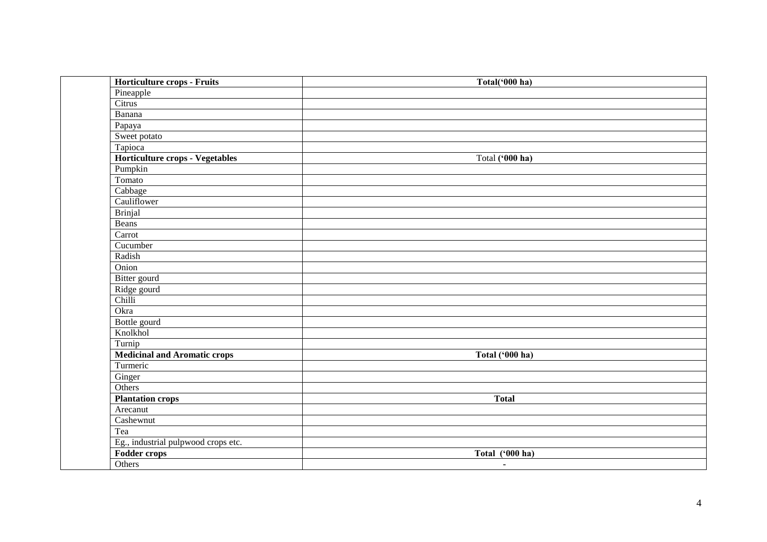| | Horticulture crops - Fruits | Total('000 ha) |
|---|---|---|
| | Pineapple | |
| | Citrus | |
| | Banana | |
| | Papaya | |
| | Sweet potato | |
| | Tapioca | |
| | **Horticulture crops - Vegetables** | Total **('000 ha)** |
| | Pumpkin | |
| | Tomato | |
| | Cabbage | |
| | Cauliflower | |
| | Brinjal | |
| | Beans | |
| | Carrot | |
| | Cucumber | |
| | Radish | |
| | Onion | |
| | Bitter gourd | |
| | Ridge gourd | |
| | Chilli | |
| | Okra | |
| | Bottle gourd | |
| | Knolkhol | |
| | Turnip | |
| | **Medicinal and Aromatic crops** | **Total ('000 ha)** |
| | Turmeric | |
| | Ginger | |
| | Others | |
| | **Plantation crops** | **Total** |
| | Arecanut | |
| | Cashewnut | |
| | Tea | |
| | Eg., industrial pulpwood crops etc. | |
| | **Fodder crops** | **Total ('000 ha)** |
| | Others | - |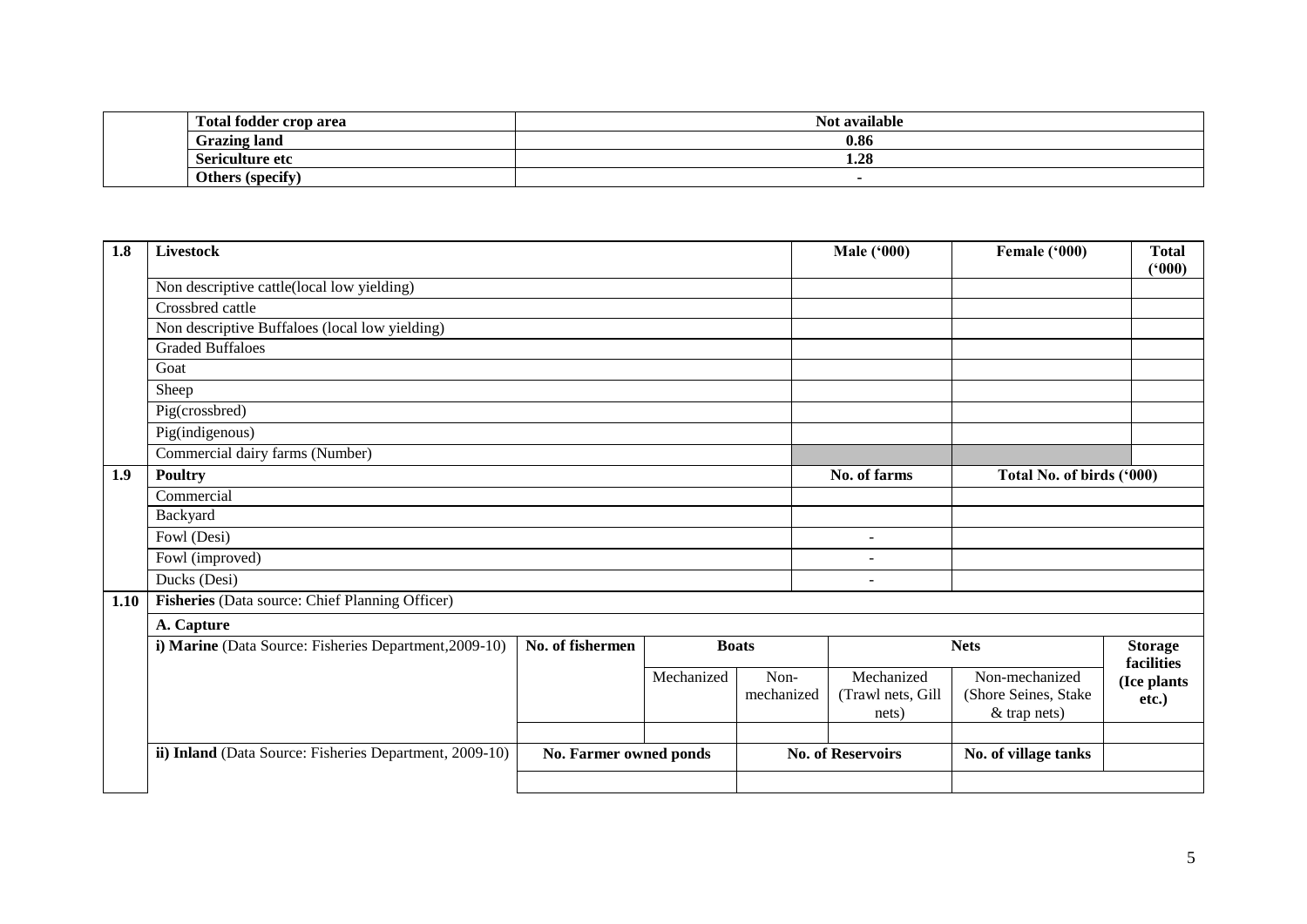| | | |
|---|---|---|
| | **Total fodder crop area** | **Not available** |
| | **Grazing land** | **0.86** |
| | **Sericulture etc** | **1.28** |
| | **Others (specify)** | **-** |

| **1.8** | **Livestock** | | | | | **Male ('000)** | **Female ('000)** | **Total ('000)** |
|---|---|---|---|---|---|---|---|---|
| | Non descriptive cattle(local low yielding) | | | | | | | |
| | Crossbred cattle | | | | | | | |
| | Non descriptive Buffaloes (local low yielding) | | | | | | | |
| | Graded Buffaloes | | | | | | | |
| | Goat | | | | | | | |
| | Sheep | | | | | | | |
| | Pig(crossbred) | | | | | | | |
| | Pig(indigenous) | | | | | | | |
| | Commercial dairy farms (Number) | | | | | | | |
| **1.9** | **Poultry** | | | | | **No. of farms** | **Total No. of birds ('000)** | |
| | Commercial | | | | | | | |
| | Backyard | | | | | | | |
| | Fowl (Desi) | | | | | - | | |
| | Fowl (improved) | | | | | - | | |
| | Ducks (Desi) | | | | | - | | |
| **1.10** | **Fisheries** (Data source: Chief Planning Officer) | | | | | | | |
| | **A. Capture** | | | | | | | |
| | **i) Marine** (Data Source: Fisheries Department,2009-10) | **No. of fishermen** | **Boats** | | **Nets** | | | **Storage facilities (Ice plants etc.)** |
| | | | Mechanized | Non-mechanized | Mechanized (Trawl nets, Gill nets) | | Non-mechanized (Shore Seines, Stake & trap nets) | |
| | | | | | | | | |
| | **ii) Inland** (Data Source: Fisheries Department, 2009-10) | **No. Farmer owned ponds** | | **No. of Reservoirs** | | | **No. of village tanks** | |
| | | | | | | | | |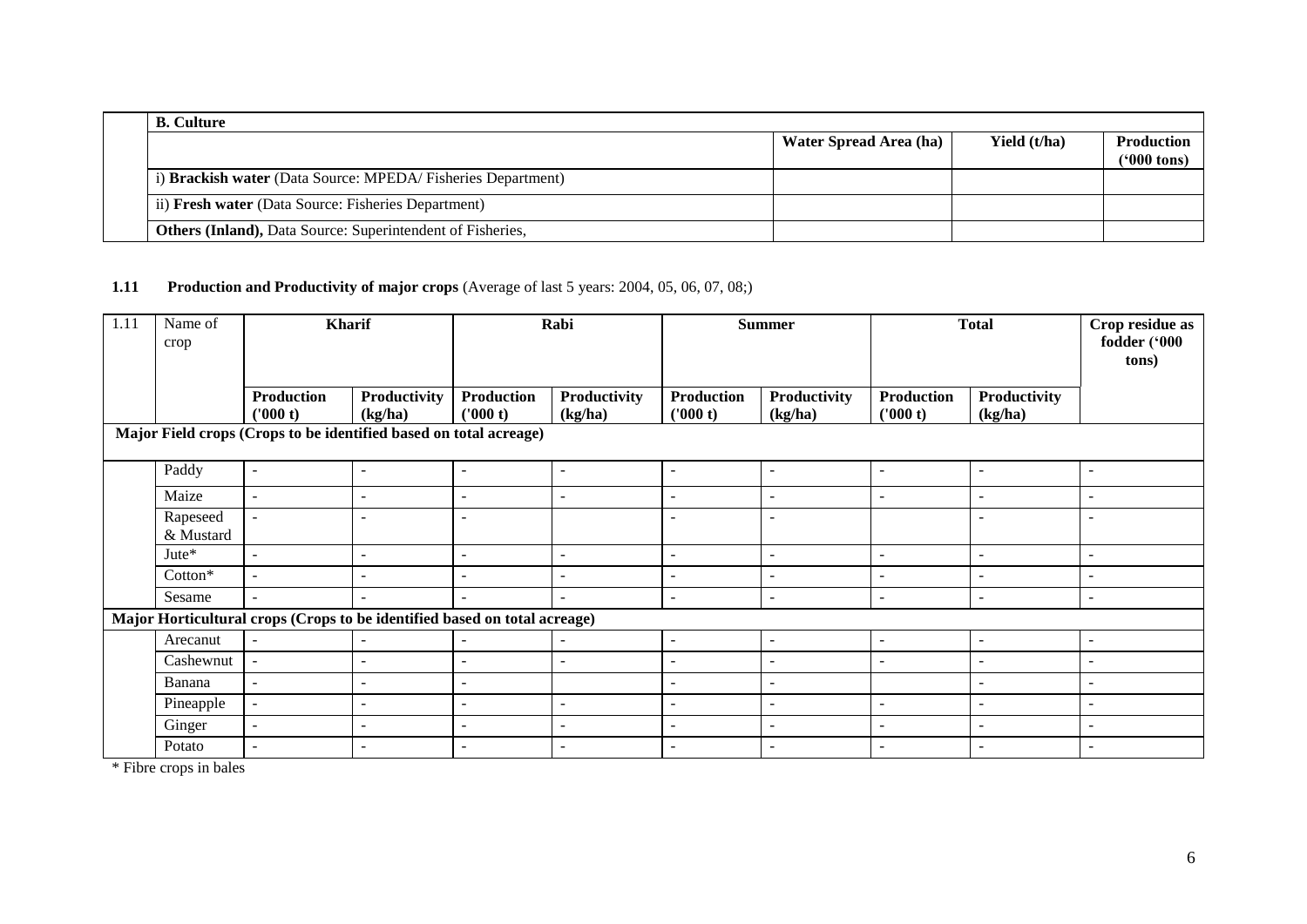| B. Culture | | | |
|---|---|---|---|
| | Water Spread Area (ha) | Yield (t/ha) | Production ('000 tons) |
| i) **Brackish water** (Data Source: MPEDA/ Fisheries Department) | | | |
| ii) **Fresh water** (Data Source: Fisheries Department) | | | |
| **Others (Inland),** Data Source: Superintendent of Fisheries, | | | |

**1.11 Production and Productivity of major crops** (Average of last 5 years: 2004, 05, 06, 07, 08;)

| 1.11 | Name of crop | Kharif | | Rabi | | Summer | | Total | | Crop residue as fodder ('000 tons) |
|---|---|---|---|---|---|---|---|---|---|---|
| | | Production ('000 t) | Productivity (kg/ha) | Production ('000 t) | Productivity (kg/ha) | Production ('000 t) | Productivity (kg/ha) | Production ('000 t) | Productivity (kg/ha) | |
| **Major Field crops (Crops to be identified based on total acreage)** | | | | | | | | | | |
| | Paddy | - | - | - | - | - | - | - | - | - |
| | Maize | - | - | - | - | - | - | - | - | - |
| | Rapeseed & Mustard | - | - | - | | - | - | | - | - |
| | Jute* | - | - | - | - | - | - | - | - | - |
| | Cotton* | - | - | - | - | - | - | - | - | - |
| | Sesame | - | - | - | - | - | - | - | - | - |
| **Major Horticultural crops (Crops to be identified based on total acreage)** | | | | | | | | | | |
| | Arecanut | - | - | - | - | - | - | - | - | - |
| | Cashewnut | - | - | - | - | - | - | - | - | - |
| | Banana | - | - | - | | - | - | | - | - |
| | Pineapple | - | - | - | - | - | - | - | - | - |
| | Ginger | - | - | - | - | - | - | - | - | - |
| | Potato | - | - | - | - | - | - | - | - | - |

\* Fibre crops in bales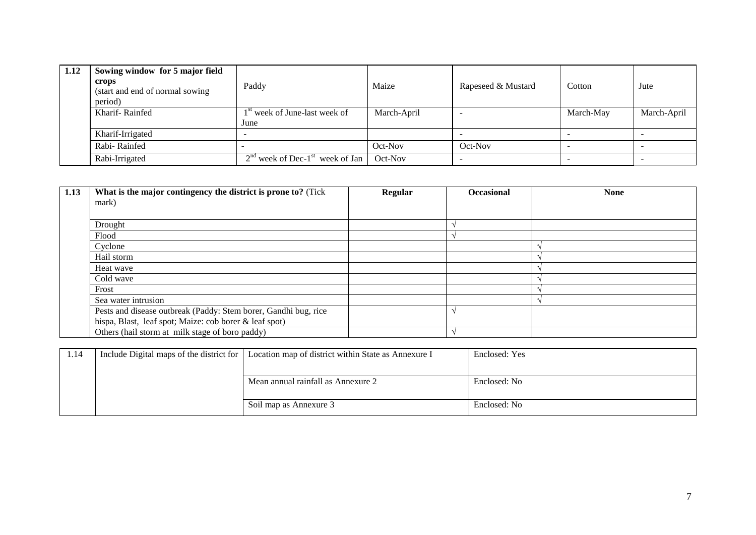| 1.12 | Sowing window for 5 major field crops (start and end of normal sowing period) | Paddy | Maize | Rapeseed & Mustard | Cotton | Jute |
|---|---|---|---|---|---|---|
| | Kharif- Rainfed | 1st week of June-last week of June | March-April | - | March-May | March-April |
| | Kharif-Irrigated | - | | - | - | - |
| | Rabi- Rainfed | - | Oct-Nov | Oct-Nov | - | - |
| | Rabi-Irrigated | 2nd week of Dec-1st week of Jan | Oct-Nov | - | - | - |

| 1.13 | What is the major contingency the district is prone to? (Tick mark) | Regular | Occasional | None |
|---|---|---|---|---|
| | Drought | | √ | |
| | Flood | | √ | |
| | Cyclone | | | √ |
| | Hail storm | | | √ |
| | Heat wave | | | √ |
| | Cold wave | | | √ |
| | Frost | | | √ |
| | Sea water intrusion | | | √ |
| | Pests and disease outbreak (Paddy: Stem borer, Gandhi bug, rice hispa, Blast, leaf spot; Maize: cob borer & leaf spot) | | √ | |
| | Others (hail storm at milk stage of boro paddy) | | √ | |

| 1.14 | Include Digital maps of the district for | Location map of district within State as Annexure I | Enclosed: Yes |
|---|---|---|---|
| | | Mean annual rainfall as Annexure 2 | Enclosed: No |
| | | Soil map as Annexure 3 | Enclosed: No |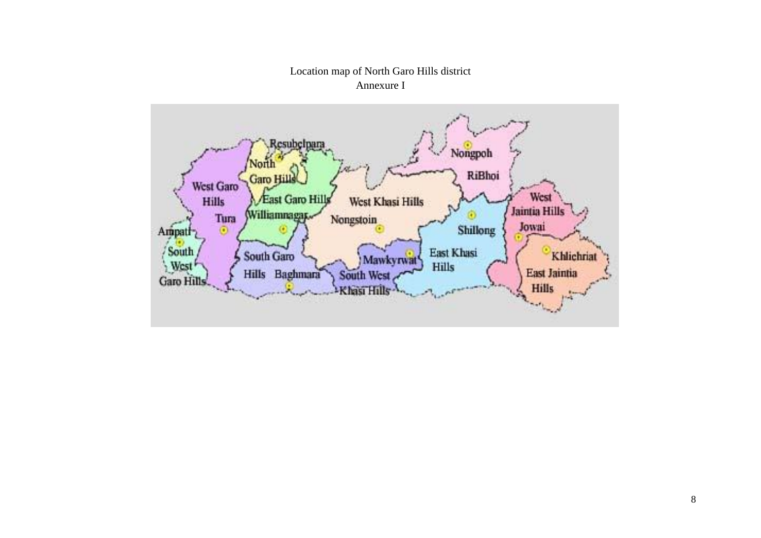Location map of North Garo Hills district

Annexure I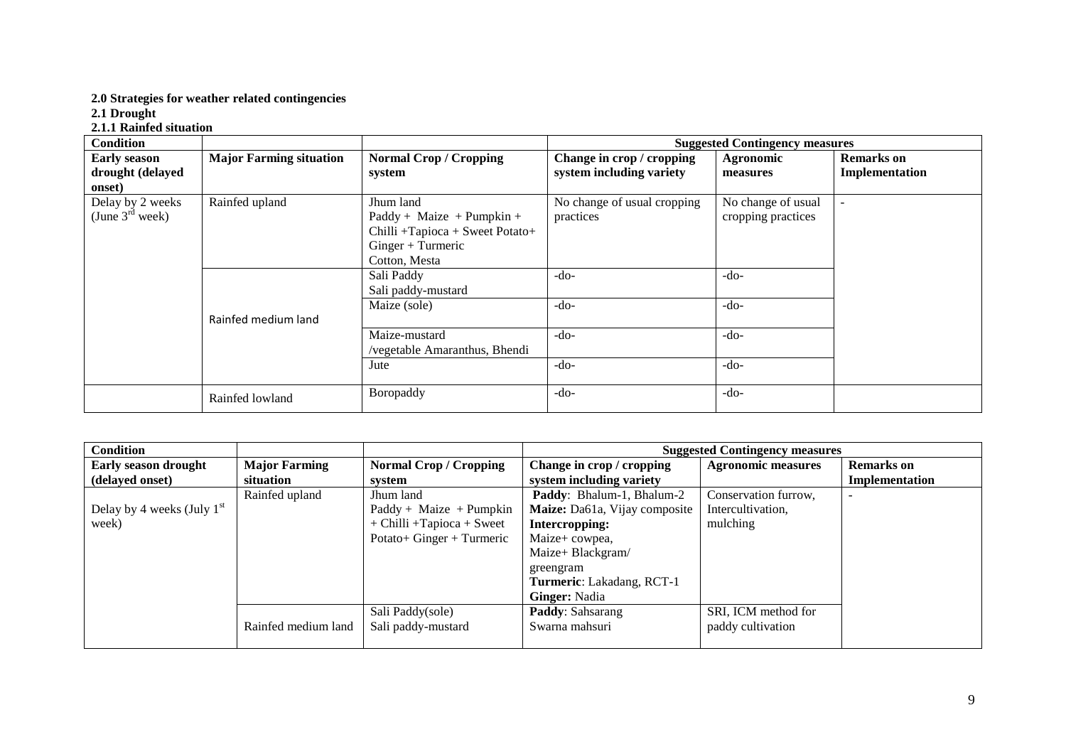**2.0 Strategies for weather related contingencies**

**2.1 Drought**

**2.1.1 Rainfed situation**

| **Condition** | | | **Suggested Contingency measures** | | |
|---|---|---|---|---|---|
| **Early season drought (delayed onset)** | **Major Farming situation** | **Normal Crop / Cropping system** | **Change in crop / cropping system including variety** | **Agronomic measures** | **Remarks on Implementation** |
| Delay by 2 weeks (June 3rd week) | Rainfed upland | Jhum land<br>Paddy + Maize + Pumpkin + Chilli +Tapioca + Sweet Potato+ Ginger + Turmeric<br>Cotton, Mesta | No change of usual cropping practices | No change of usual cropping practices | - |
| | Rainfed medium land | Sali Paddy<br>Sali paddy-mustard | -do- | -do- | |
| | | Maize (sole) | -do- | -do- | |
| | | Maize-mustard /vegetable Amaranthus, Bhendi | -do- | -do- | |
| | | Jute | -do- | -do- | |
| | Rainfed lowland | Boropaddy | -do- | -do- | |

| **Condition** | | | **Suggested Contingency measures** | | |
|---|---|---|---|---|---|
| **Early season drought (delayed onset)** | **Major Farming situation** | **Normal Crop / Cropping system** | **Change in crop / cropping system including variety** | **Agronomic measures** | **Remarks on Implementation** |
| Delay by 4 weeks (July 1st week) | Rainfed upland | Jhum land<br>Paddy + Maize + Pumpkin + Chilli +Tapioca + Sweet Potato+ Ginger + Turmeric | **Paddy**: Bhalum-1, Bhalum-2<br>**Maize:** Da61a, Vijay composite<br>**Intercropping:**<br>Maize+ cowpea,<br>Maize+ Blackgram/ greengram<br>**Turmeric**: Lakadang, RCT-1<br>**Ginger:** Nadia | Conservation furrow, Intercultivation, mulching | - |
| | Rainfed medium land | Sali Paddy(sole)<br>Sali paddy-mustard | **Paddy**: Sahsarang<br>Swarna mahsuri | SRI, ICM method for paddy cultivation | |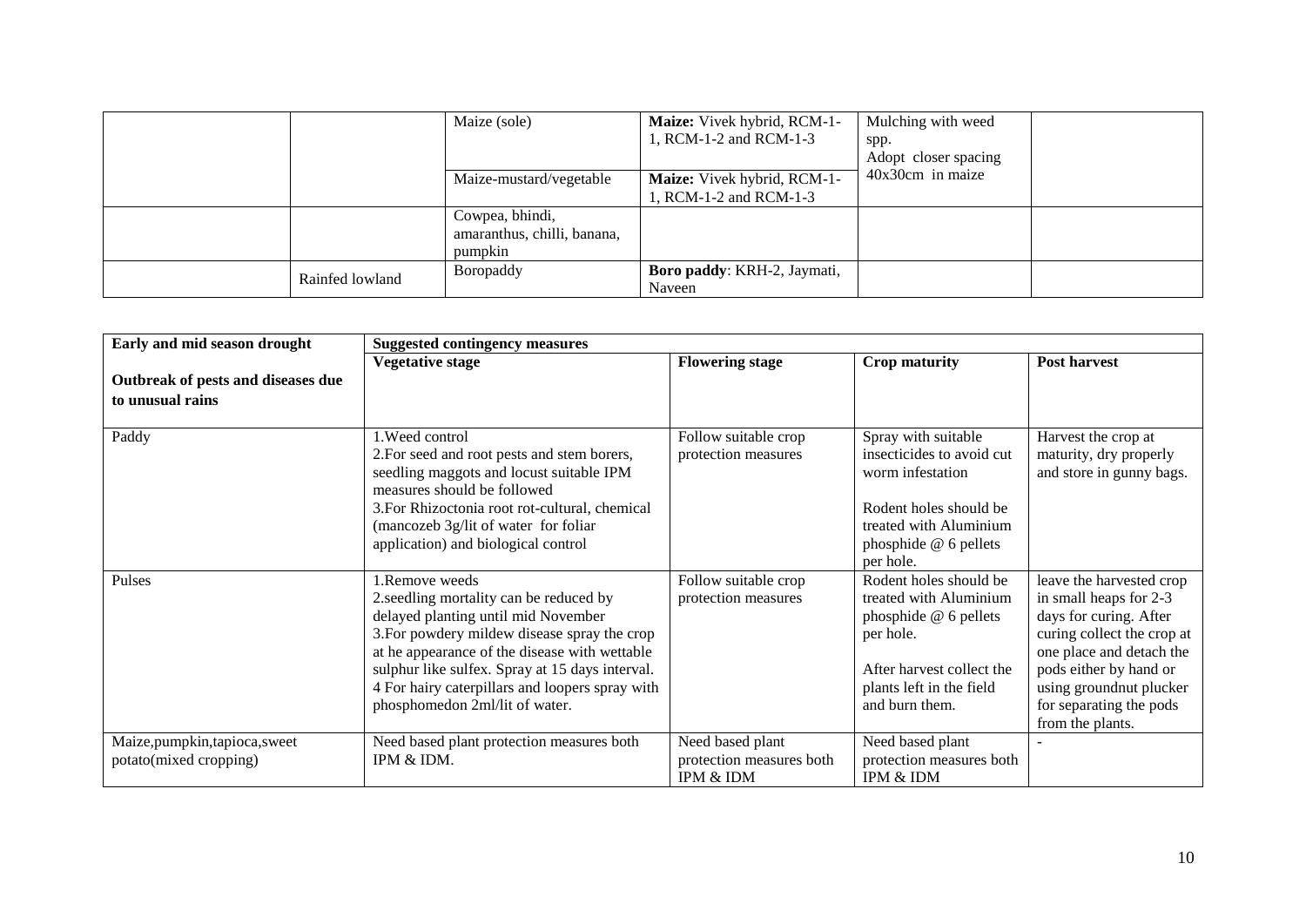| | | | | | |
|---|---|---|---|---|---|
| | | Maize (sole) | **Maize:** Vivek hybrid, RCM-1-1, RCM-1-2 and RCM-1-3 | Mulching with weed spp. Adopt closer spacing 40x30cm in maize | |
| | | Maize-mustard/vegetable | **Maize:** Vivek hybrid, RCM-1-1, RCM-1-2 and RCM-1-3 | | |
| | | Cowpea, bhindi, amaranthus, chilli, banana, pumpkin | | | |
| | Rainfed lowland | Boropaddy | **Boro paddy**: KRH-2, Jaymati, Naveen | | |

| **Early and mid season drought**<br><br>**Outbreak of pests and diseases due to unusual rains** | **Suggested contingency measures** | | | |
|---|---|---|---|---|
| | **Vegetative stage** | **Flowering stage** | **Crop maturity** | **Post harvest** |
| Paddy | 1.Weed control<br>2.For seed and root pests and stem borers, seedling maggots and locust suitable IPM measures should be followed<br>3.For Rhizoctonia root rot-cultural, chemical (mancozeb 3g/lit of water for foliar application) and biological control | Follow suitable crop protection measures | Spray with suitable insecticides to avoid cut worm infestation<br><br>Rodent holes should be treated with Aluminium phosphide @ 6 pellets per hole. | Harvest the crop at maturity, dry properly and store in gunny bags. |
| Pulses | 1.Remove weeds<br>2.seedling mortality can be reduced by delayed planting until mid November<br>3.For powdery mildew disease spray the crop at he appearance of the disease with wettable sulphur like sulfex. Spray at 15 days interval.<br>4 For hairy caterpillars and loopers spray with phosphomedon 2ml/lit of water. | Follow suitable crop protection measures | Rodent holes should be treated with Aluminium phosphide @ 6 pellets per hole.<br><br>After harvest collect the plants left in the field and burn them. | leave the harvested crop in small heaps for 2-3 days for curing. After curing collect the crop at one place and detach the pods either by hand or using groundnut plucker for separating the pods from the plants. |
| Maize,pumpkin,tapioca,sweet potato(mixed cropping) | Need based plant protection measures both IPM & IDM. | Need based plant protection measures both IPM & IDM | Need based plant protection measures both IPM & IDM | - |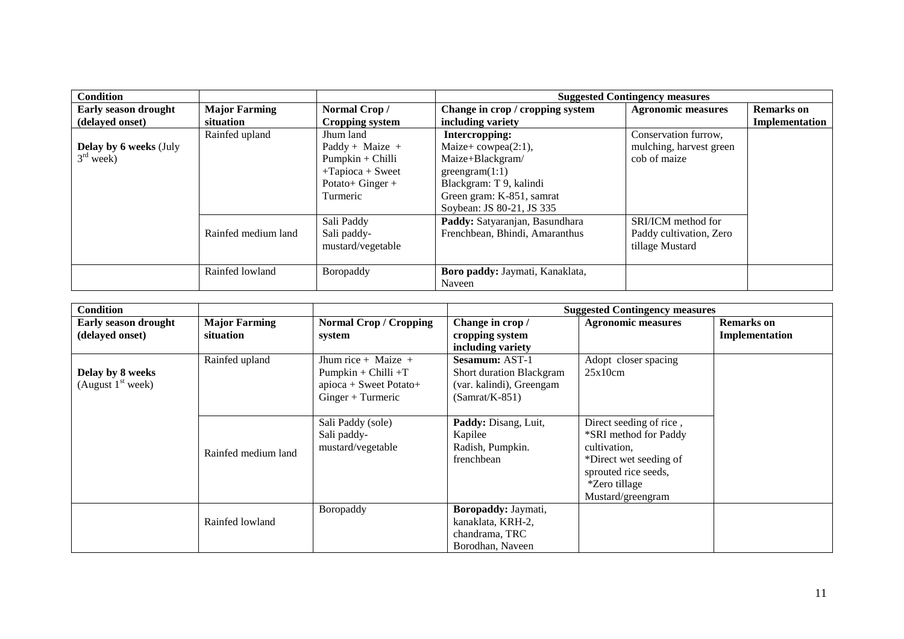| Condition | | | Suggested Contingency measures | | |
|---|---|---|---|---|---|
| **Early season drought (delayed onset)** | **Major Farming situation** | **Normal Crop / Cropping system** | **Change in crop / cropping system including variety** | **Agronomic measures** | **Remarks on Implementation** |
| **Delay by 6 weeks** (July 3rd week) | Rainfed upland | Jhum land Paddy + Maize + Pumpkin + Chilli +Tapioca + Sweet Potato+ Ginger + Turmeric | **Intercropping:** Maize+ cowpea(2:1), Maize+Blackgram/ greengram(1:1) Blackgram: T 9, kalindi Green gram: K-851, samrat Soybean: JS 80-21, JS 335 | Conservation furrow, mulching, harvest green cob of maize | |
| | Rainfed medium land | Sali Paddy Sali paddy-mustard/vegetable | **Paddy:** Satyaranjan, Basundhara Frenchbean, Bhindi, Amaranthus | SRI/ICM method for Paddy cultivation, Zero tillage Mustard | |
| | Rainfed lowland | Boropaddy | **Boro paddy:** Jaymati, Kanaklata, Naveen | | |

| Condition | | | Suggested Contingency measures | | |
|---|---|---|---|---|---|
| **Early season drought (delayed onset)** | **Major Farming situation** | **Normal Crop / Cropping system** | **Change in crop / cropping system including variety** | **Agronomic measures** | **Remarks on Implementation** |
| **Delay by 8 weeks** (August 1st week) | Rainfed upland | Jhum rice + Maize + Pumpkin + Chilli +T apioca + Sweet Potato+ Ginger + Turmeric | **Sesamum:** AST-1 Short duration Blackgram (var. kalindi), Greengam (Samrat/K-851) | Adopt closer spacing 25x10cm | |
| | Rainfed medium land | Sali Paddy (sole) Sali paddy-mustard/vegetable | **Paddy:** Disang, Luit, Kapilee Radish, Pumpkin. frenchbean | Direct seeding of rice , *SRI method for Paddy cultivation, *Direct wet seeding of sprouted rice seeds, *Zero tillage Mustard/greengram | |
| | Rainfed lowland | Boropaddy | **Boropaddy:** Jaymati, kanaklata, KRH-2, chandrama, TRC Borodhan, Naveen | | |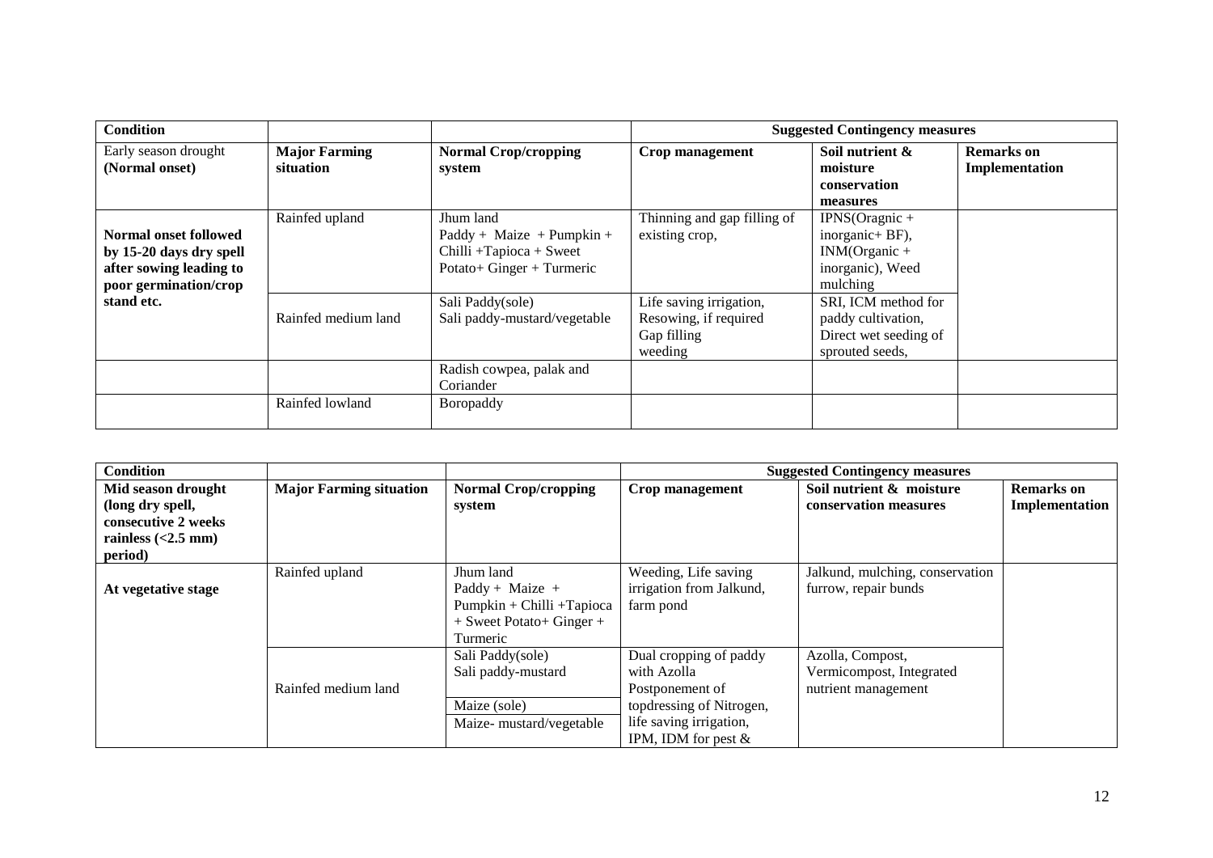| Condition | | | Suggested Contingency measures | | |
|---|---|---|---|---|---|
| Early season drought (Normal onset) | **Major Farming situation** | **Normal Crop/cropping system** | **Crop management** | **Soil nutrient & moisture conservation measures** | **Remarks on Implementation** |
| **Normal onset followed by 15-20 days dry spell after sowing leading to poor germination/crop stand etc.** | Rainfed upland | Jhum land Paddy + Maize + Pumpkin + Chilli +Tapioca + Sweet Potato+ Ginger + Turmeric | Thinning and gap filling of existing crop, | IPNS(Oragnic + inorganic+ BF), INM(Organic + inorganic), Weed mulching | |
| | Rainfed medium land | Sali Paddy(sole) Sali paddy-mustard/vegetable | Life saving irrigation, Resowing, if required Gap filling weeding | SRI, ICM method for paddy cultivation, Direct wet seeding of sprouted seeds, | |
| | | Radish cowpea, palak and Coriander | | | |
| | Rainfed lowland | Boropaddy | | | |

| Condition | | | Suggested Contingency measures | | |
|---|---|---|---|---|---|
| **Mid season drought (long dry spell, consecutive 2 weeks rainless (<2.5 mm) period)** | **Major Farming situation** | **Normal Crop/cropping system** | **Crop management** | **Soil nutrient & moisture conservation measures** | **Remarks on Implementation** |
| **At vegetative stage** | Rainfed upland | Jhum land Paddy + Maize + Pumpkin + Chilli +Tapioca + Sweet Potato+ Ginger + Turmeric | Weeding, Life saving irrigation from Jalkund, farm pond | Jalkund, mulching, conservation furrow, repair bunds | |
| | Rainfed medium land | Sali Paddy(sole) Sali paddy-mustard | Dual cropping of paddy with Azolla Postponement of topdressing of Nitrogen, life saving irrigation, IPM, IDM for pest & | Azolla, Compost, Vermicompost, Integrated nutrient management | |
| | | Maize (sole) Maize- mustard/vegetable | | | |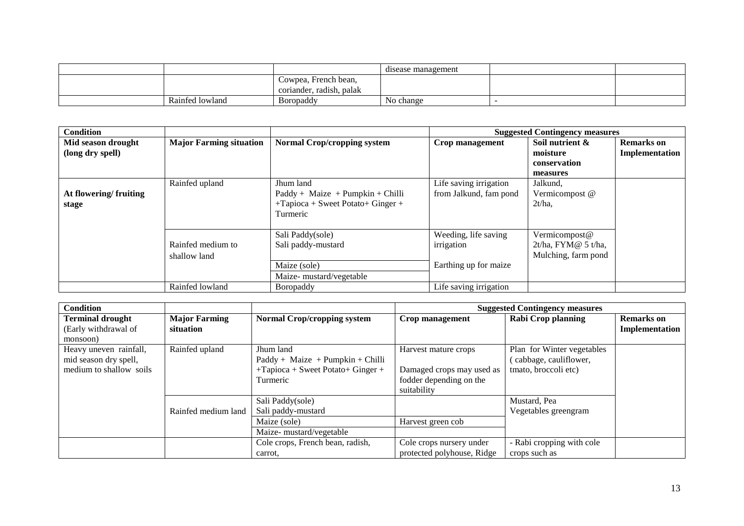| | | | disease management | | |
|---|---|---|---|---|---|
| | | Cowpea, French bean, coriander, radish, palak | | | |
| | Rainfed lowland | Boropaddy | No change | - | |

| Condition | | | Suggested Contingency measures | | |
|---|---|---|---|---|---|
| **Mid season drought (long dry spell)** | **Major Farming situation** | **Normal Crop/cropping system** | **Crop management** | **Soil nutrient & moisture conservation measures** | **Remarks on Implementation** |
| **At flowering/ fruiting stage** | Rainfed upland | Jhum land Paddy + Maize + Pumpkin + Chilli +Tapioca + Sweet Potato+ Ginger + Turmeric | Life saving irrigation from Jalkund, fam pond | Jalkund, Vermicompost @ 2t/ha, | |
| | Rainfed medium to shallow land | Sali Paddy(sole) Sali paddy-mustard | Weeding, life saving irrigation | Vermicompost@ 2t/ha, FYM@ 5 t/ha, Mulching, farm pond | |
| | | Maize (sole) | Earthing up for maize | | |
| | | Maize- mustard/vegetable | | | |
| | Rainfed lowland | Boropaddy | Life saving irrigation | | |

| Condition | | | Suggested Contingency measures | | |
|---|---|---|---|---|---|
| **Terminal drought** (Early withdrawal of monsoon) | **Major Farming situation** | **Normal Crop/cropping system** | **Crop management** | **Rabi Crop planning** | **Remarks on Implementation** |
| Heavy uneven rainfall, mid season dry spell, medium to shallow soils | Rainfed upland | Jhum land Paddy + Maize + Pumpkin + Chilli +Tapioca + Sweet Potato+ Ginger + Turmeric | Harvest mature crops<br><br>Damaged crops may used as fodder depending on the suitability | Plan for Winter vegetables ( cabbage, cauliflower, tmato, broccoli etc) | |
| | Rainfed medium land | Sali Paddy(sole) Sali paddy-mustard | | Mustard, Pea Vegetables greengram | |
| | | Maize (sole) | Harvest green cob | | |
| | | Maize- mustard/vegetable | | | |
| | | Cole crops, French bean, radish, carrot, | Cole crops nursery under protected polyhouse, Ridge | - Rabi cropping with cole crops such as | |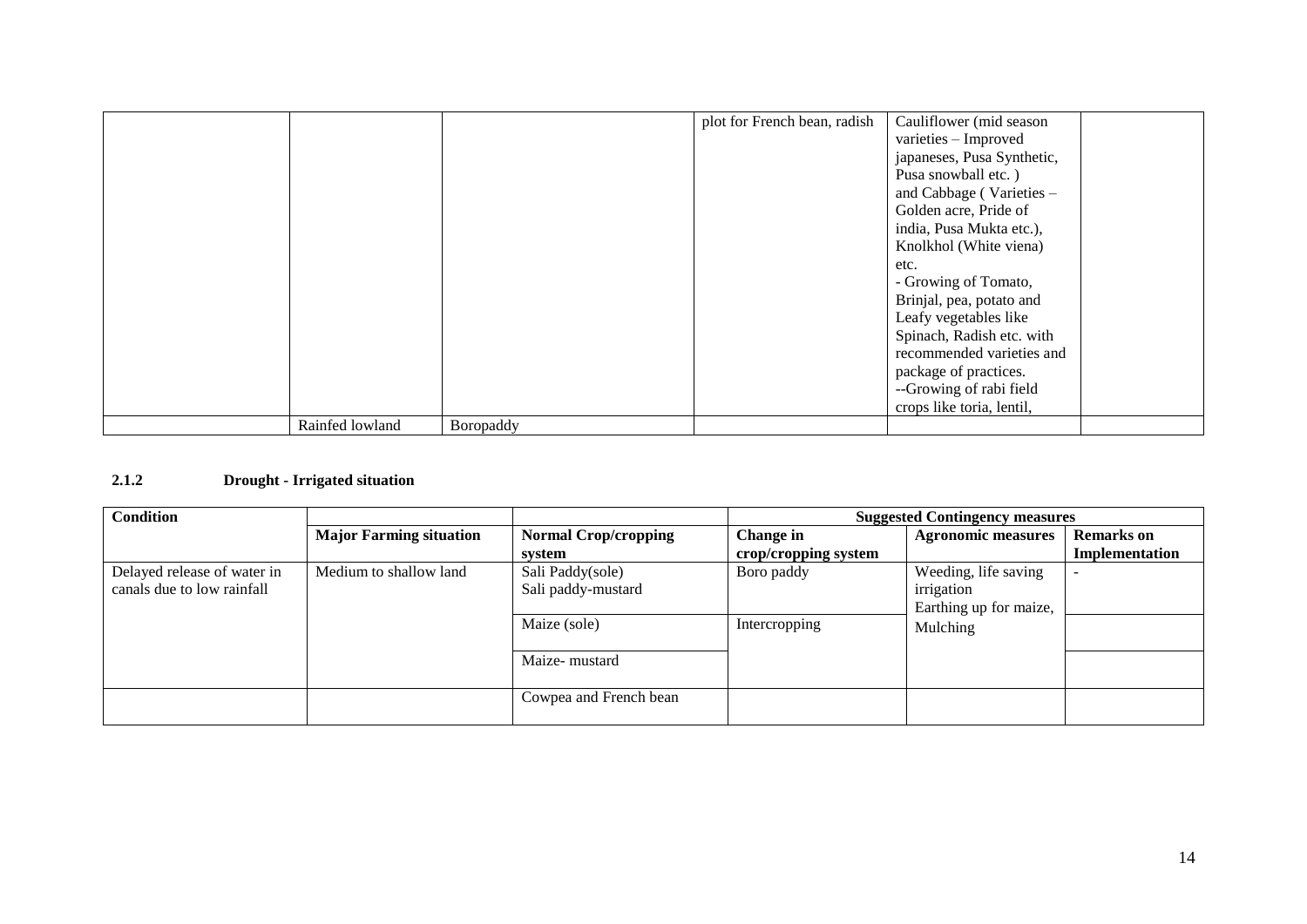|  |  |  | plot for French bean, radish | Cauliflower (mid season varieties – Improved japaneses, Pusa Synthetic, Pusa snowball etc. ) and Cabbage ( Varieties – Golden acre, Pride of india, Pusa Mukta etc.), Knolkhol (White viena) etc.<br>- Growing of Tomato, Brinjal, pea, potato and Leafy vegetables like Spinach, Radish etc. with recommended varieties and package of practices.<br>--Growing of rabi field crops like toria, lentil, |  |
|---|---|---|---|---|---|
|  | Rainfed lowland | Boropaddy |  |  |  |

### 2.1.2 Drought - Irrigated situation

| Condition |  |  | Suggested Contingency measures |  |  |
|---|---|---|---|---|---|
|  | **Major Farming situation** | **Normal Crop/cropping system** | **Change in crop/cropping system** | **Agronomic measures** | **Remarks on Implementation** |
| Delayed release of water in canals due to low rainfall | Medium to shallow land | Sali Paddy(sole)<br>Sali paddy-mustard | Boro paddy | Weeding, life saving irrigation<br>Earthing up for maize, Mulching | - |
|  |  | Maize (sole) | Intercropping |  |  |
|  |  | Maize- mustard |  |  |  |
|  |  | Cowpea and French bean |  |  |  |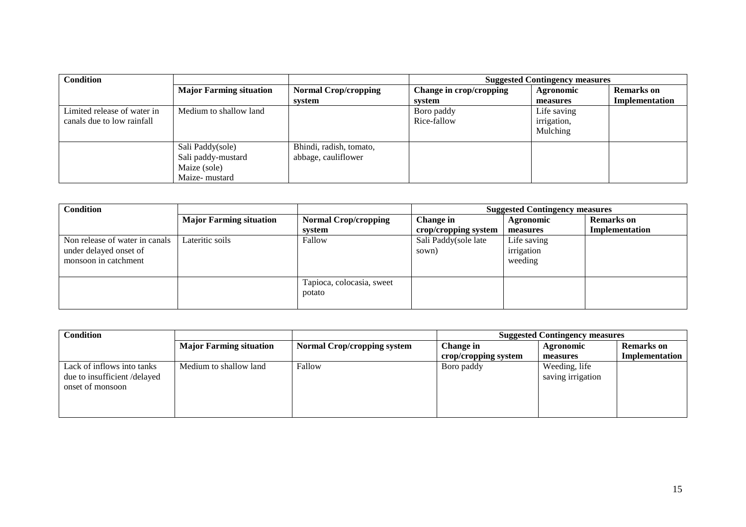| Condition | | | Suggested Contingency measures | | |
|---|---|---|---|---|---|
| | **Major Farming situation** | **Normal Crop/cropping system** | **Change in crop/cropping system** | **Agronomic measures** | **Remarks on Implementation** |
| Limited release of water in canals due to low rainfall | Medium to shallow land | | Boro paddy<br>Rice-fallow | Life saving irrigation, Mulching | |
| | Sali Paddy(sole)<br>Sali paddy-mustard<br>Maize (sole)<br>Maize- mustard | Bhindi, radish, tomato, abbage, cauliflower | | | |

| Condition | | | Suggested Contingency measures | | |
|---|---|---|---|---|---|
| | **Major Farming situation** | **Normal Crop/cropping system** | **Change in crop/cropping system** | **Agronomic measures** | **Remarks on Implementation** |
| Non release of water in canals under delayed onset of monsoon in catchment | Lateritic soils | Fallow | Sali Paddy(sole late sown) | Life saving irrigation weeding | |
| | | Tapioca, colocasia, sweet potato | | | |

| Condition | | | Suggested Contingency measures | | |
|---|---|---|---|---|---|
| | **Major Farming situation** | **Normal Crop/cropping system** | **Change in crop/cropping system** | **Agronomic measures** | **Remarks on Implementation** |
| Lack of inflows into tanks due to insufficient /delayed onset of monsoon | Medium to shallow land | Fallow | Boro paddy | Weeding, life saving irrigation | |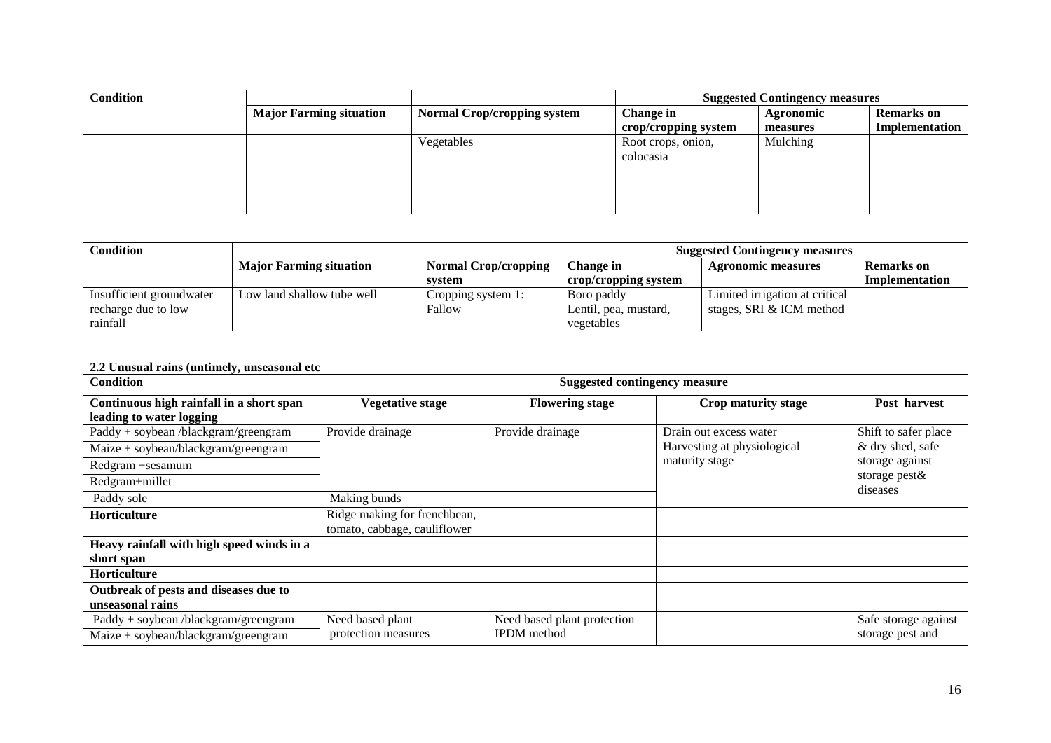| Condition | | | Suggested Contingency measures | | |
|---|---|---|---|---|---|
| | Major Farming situation | Normal Crop/cropping system | Change in crop/cropping system | Agronomic measures | Remarks on Implementation |
| | | Vegetables | Root crops, onion, colocasia | Mulching | |

| Condition | | | Suggested Contingency measures | | |
|---|---|---|---|---|---|
| | Major Farming situation | Normal Crop/cropping system | Change in crop/cropping system | Agronomic measures | Remarks on Implementation |
| Insufficient groundwater recharge due to low rainfall | Low land shallow tube well | Cropping system 1: Fallow | Boro paddy Lentil, pea, mustard, vegetables | Limited irrigation at critical stages, SRI & ICM method | |

**2.2 Unusual rains (untimely, unseasonal etc**

| Condition | Suggested contingency measure | | | |
|---|---|---|---|---|
| **Continuous high rainfall in a short span leading to water logging** | **Vegetative stage** | **Flowering stage** | **Crop maturity stage** | **Post harvest** |
| Paddy + soybean /blackgram/greengram | Provide drainage | Provide drainage | Drain out excess water Harvesting at physiological maturity stage | Shift to safer place & dry shed, safe storage against storage pest& diseases |
| Maize + soybean/blackgram/greengram | | | | |
| Redgram +sesamum | | | | |
| Redgram+millet | | | | |
| Paddy sole | Making bunds | | | |
| **Horticulture** | Ridge making for frenchbean, tomato, cabbage, cauliflower | | | |
| **Heavy rainfall with high speed winds in a short span** | | | | |
| **Horticulture** | | | | |
| **Outbreak of pests and diseases due to unseasonal rains** | | | | |
| Paddy + soybean /blackgram/greengram | Need based plant protection measures | Need based plant protection IPDM method | | Safe storage against storage pest and |
| Maize + soybean/blackgram/greengram | | | | |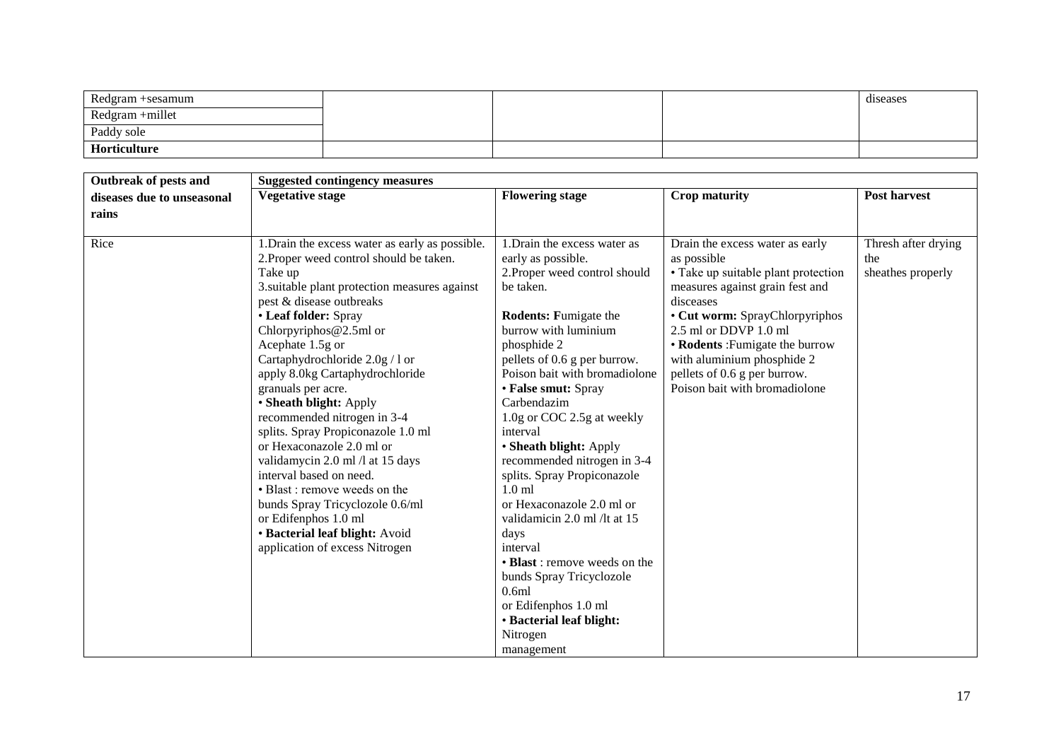| Redgram +sesamum | | | | diseases |
|---|---|---|---|---|
| Redgram +millet | | | | |
| Paddy sole | | | | |
| **Horticulture** | | | | |

| **Outbreak of pests and diseases due to unseasonal rains** | **Suggested contingency measures** | | | |
|---|---|---|---|---|
| | **Vegetative stage** | **Flowering stage** | **Crop maturity** | **Post harvest** |
| Rice | 1.Drain the excess water as early as possible.<br>2.Proper weed control should be taken.<br>Take up<br>3.suitable plant protection measures against pest & disease outbreaks<br>• **Leaf folder:** Spray Chlorpyriphos@2.5ml or Acephate 1.5g or Cartaphydrochloride 2.0g / l or apply 8.0kg Cartaphydrochloride granuals per acre.<br>• **Sheath blight:** Apply recommended nitrogen in 3-4 splits. Spray Propiconazole 1.0 ml or Hexaconazole 2.0 ml or validamycin 2.0 ml /l at 15 days interval based on need.<br>• Blast : remove weeds on the bunds Spray Tricyclozole 0.6/ml or Edifenphos 1.0 ml<br>• **Bacterial leaf blight:** Avoid application of excess Nitrogen | 1.Drain the excess water as early as possible.<br>2.Proper weed control should be taken.<br>**Rodents: F**umigate the burrow with luminium phosphide 2 pellets of 0.6 g per burrow. Poison bait with bromadiolone<br>• **False smut:** Spray Carbendazim 1.0g or COC 2.5g at weekly interval<br>• **Sheath blight:** Apply recommended nitrogen in 3-4 splits. Spray Propiconazole 1.0 ml or Hexaconazole 2.0 ml or validamicin 2.0 ml /lt at 15 days interval<br>• **Blast** : remove weeds on the bunds Spray Tricyclozole 0.6ml or Edifenphos 1.0 ml<br>• **Bacterial leaf blight:** Nitrogen management | Drain the excess water as early as possible<br>• Take up suitable plant protection measures against grain fest and disceases<br>• **Cut worm:** SprayChlorpyriphos 2.5 ml or DDVP 1.0 ml<br>• **Rodents** :Fumigate the burrow with aluminium phosphide 2 pellets of 0.6 g per burrow. Poison bait with bromadiolone | Thresh after drying the sheathes properly |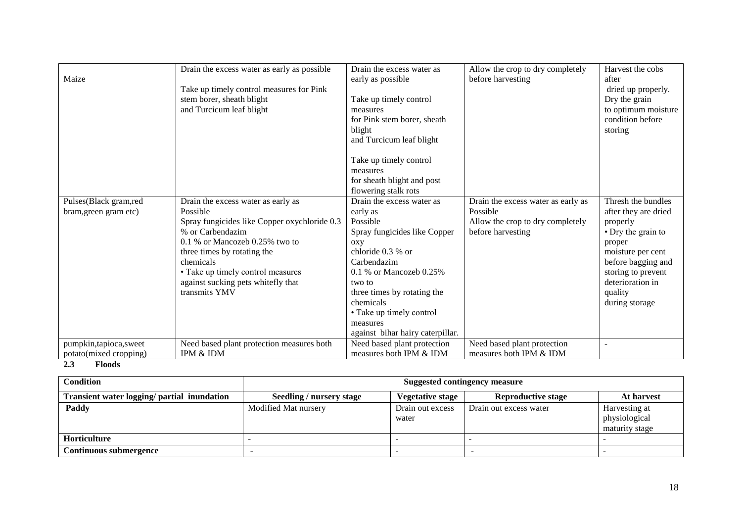| Maize | Drain the excess water as early as possible<br><br>Take up timely control measures for Pink stem borer, sheath blight and Turcicum leaf blight | Drain the excess water as early as possible<br><br>Take up timely control measures for Pink stem borer, sheath blight and Turcicum leaf blight<br><br>Take up timely control measures for sheath blight and post flowering stalk rots | Allow the crop to dry completely before harvesting | Harvest the cobs after dried up properly. Dry the grain to optimum moisture condition before storing |
|---|---|---|---|---|
| Pulses(Black gram,red bram,green gram etc) | Drain the excess water as early as Possible<br>Spray fungicides like Copper oxychloride 0.3 % or Carbendazim 0.1 % or Mancozeb 0.25% two to three times by rotating the chemicals<br>• Take up timely control measures against sucking pets whitefly that transmits YMV | Drain the excess water as early as Possible<br>Spray fungicides like Copper oxy chloride 0.3 % or Carbendazim 0.1 % or Mancozeb 0.25% two to three times by rotating the chemicals<br>• Take up timely control measures against bihar hairy caterpillar. | Drain the excess water as early as Possible<br>Allow the crop to dry completely before harvesting | Thresh the bundles after they are dried properly<br>• Dry the grain to proper moisture per cent before bagging and storing to prevent deterioration in quality during storage |
| pumpkin,tapioca,sweet potato(mixed cropping) | Need based plant protection measures both IPM & IDM | Need based plant protection measures both IPM & IDM | Need based plant protection measures both IPM & IDM | - |

**2.3 Floods**

| Condition | Suggested contingency measure | | | |
|---|---|---|---|---|
| **Transient water logging/ partial inundation** | **Seedling / nursery stage** | **Vegetative stage** | **Reproductive stage** | **At harvest** |
| **Paddy** | Modified Mat nursery | Drain out excess water | Drain out excess water | Harvesting at physiological maturity stage |
| **Horticulture** | - | - | - | - |
| **Continuous submergence** | - | - | - | - |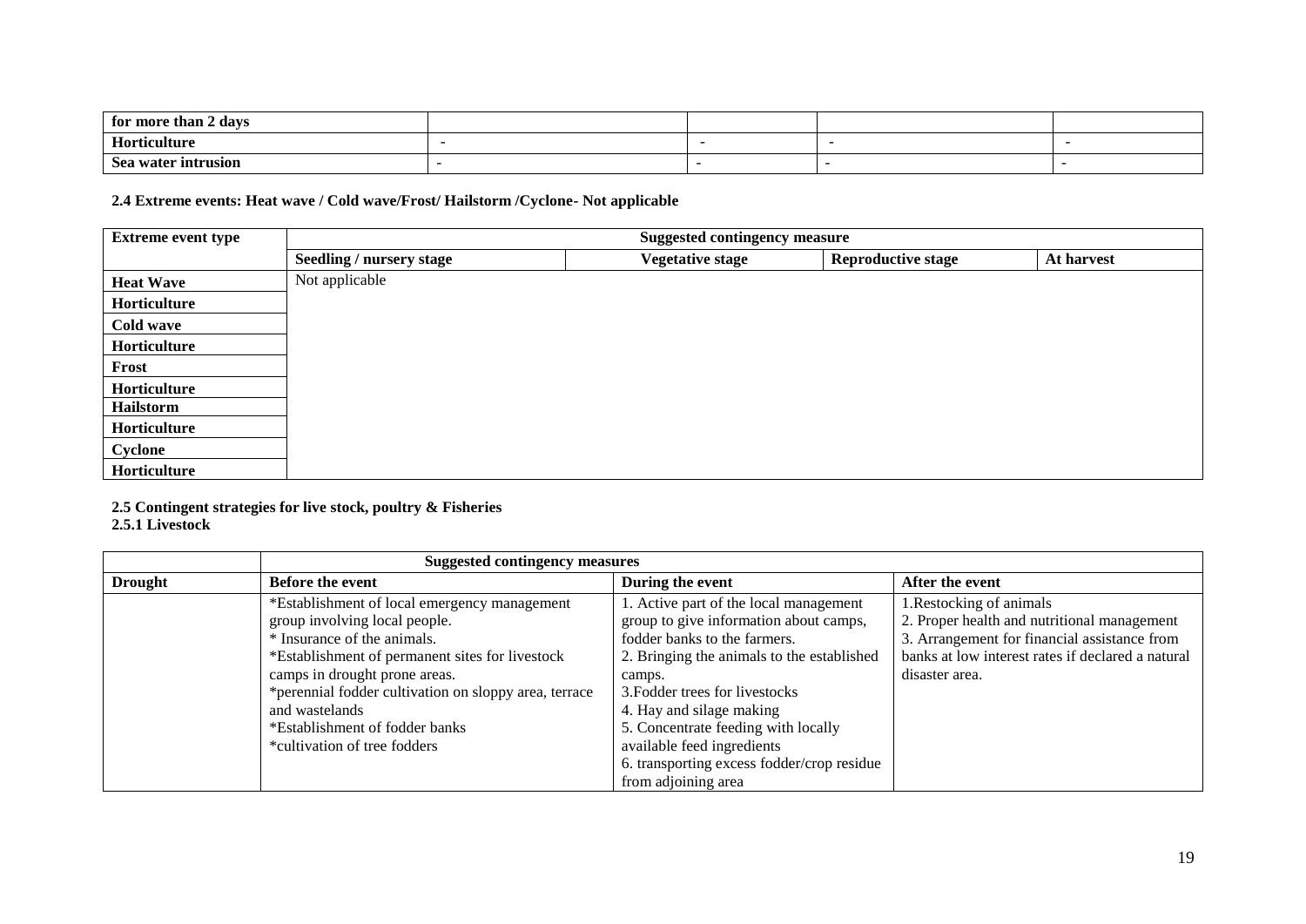| for more than 2 days | | | | |
|---|---|---|---|---|
| Horticulture | - | - | - | - |
| Sea water intrusion | - | - | - | - |

**2.4 Extreme events: Heat wave / Cold wave/Frost/ Hailstorm /Cyclone- Not applicable**

| Extreme event type | Suggested contingency measure | | | |
|---|---|---|---|---|
| | Seedling / nursery stage | Vegetative stage | Reproductive stage | At harvest |
| Heat Wave | Not applicable | | | |
| Horticulture | | | | |
| Cold wave | | | | |
| Horticulture | | | | |
| Frost | | | | |
| Horticulture | | | | |
| Hailstorm | | | | |
| Horticulture | | | | |
| Cyclone | | | | |
| Horticulture | | | | |

**2.5 Contingent strategies for live stock, poultry & Fisheries**

**2.5.1 Livestock**

| | Suggested contingency measures | | |
|---|---|---|---|
| **Drought** | **Before the event** | **During the event** | **After the event** |
| | *Establishment of local emergency management group involving local people.<br>* Insurance of the animals.<br>*Establishment of permanent sites for livestock camps in drought prone areas.<br>*perennial fodder cultivation on sloppy area, terrace and wastelands<br>*Establishment of fodder banks<br>*cultivation of tree fodders | 1. Active part of the local management group to give information about camps, fodder banks to the farmers.<br>2. Bringing the animals to the established camps.<br>3.Fodder trees for livestocks<br>4. Hay and silage making<br>5. Concentrate feeding with locally available feed ingredients<br>6. transporting excess fodder/crop residue from adjoining area | 1.Restocking of animals<br>2. Proper health and nutritional management<br>3. Arrangement for financial assistance from banks at low interest rates if declared a natural disaster area. |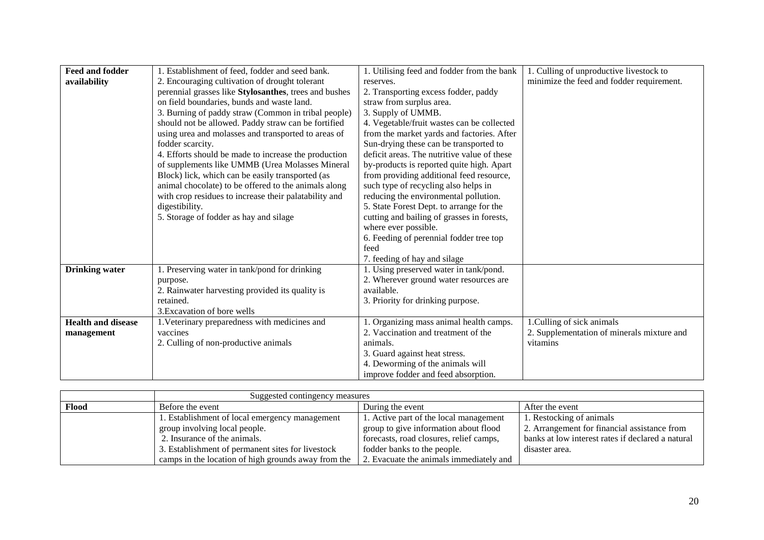| **Feed and fodder availability** | 1. Establishment of feed, fodder and seed bank.<br>2. Encouraging cultivation of drought tolerant perennial grasses like **Stylosanthes**, trees and bushes on field boundaries, bunds and waste land.<br>3. Burning of paddy straw (Common in tribal people) should not be allowed. Paddy straw can be fortified using urea and molasses and transported to areas of fodder scarcity.<br>4. Efforts should be made to increase the production of supplements like UMMB (Urea Molasses Mineral Block) lick, which can be easily transported (as animal chocolate) to be offered to the animals along with crop residues to increase their palatability and digestibility.<br>5. Storage of fodder as hay and silage | 1. Utilising feed and fodder from the bank reserves.<br>2. Transporting excess fodder, paddy straw from surplus area.<br>3. Supply of UMMB.<br>4. Vegetable/fruit wastes can be collected from the market yards and factories. After Sun-drying these can be transported to deficit areas. The nutritive value of these by-products is reported quite high. Apart from providing additional feed resource, such type of recycling also helps in reducing the environmental pollution.<br>5. State Forest Dept. to arrange for the cutting and bailing of grasses in forests, where ever possible.<br>6. Feeding of perennial fodder tree top feed<br>7. feeding of hay and silage | 1. Culling of unproductive livestock to minimize the feed and fodder requirement. |
|---|---|---|---|
| **Drinking water** | 1. Preserving water in tank/pond for drinking purpose.<br>2. Rainwater harvesting provided its quality is retained.<br>3.Excavation of bore wells | 1. Using preserved water in tank/pond.<br>2. Wherever ground water resources are available.<br>3. Priority for drinking purpose. | |
| **Health and disease management** | 1.Veterinary preparedness with medicines and vaccines<br>2. Culling of non-productive animals | 1. Organizing mass animal health camps.<br>2. Vaccination and treatment of the animals.<br>3. Guard against heat stress.<br>4. Deworming of the animals will improve fodder and feed absorption. | 1.Culling of sick animals<br>2. Supplementation of minerals mixture and vitamins |

| | Suggested contingency measures | | |
|---|---|---|---|
| **Flood** | Before the event | During the event | After the event |
| | 1. Establishment of local emergency management group involving local people.<br>2. Insurance of the animals.<br>3. Establishment of permanent sites for livestock camps in the location of high grounds away from the | 1. Active part of the local management group to give information about flood forecasts, road closures, relief camps, fodder banks to the people.<br>2. Evacuate the animals immediately and | 1. Restocking of animals<br>2. Arrangement for financial assistance from banks at low interest rates if declared a natural disaster area. |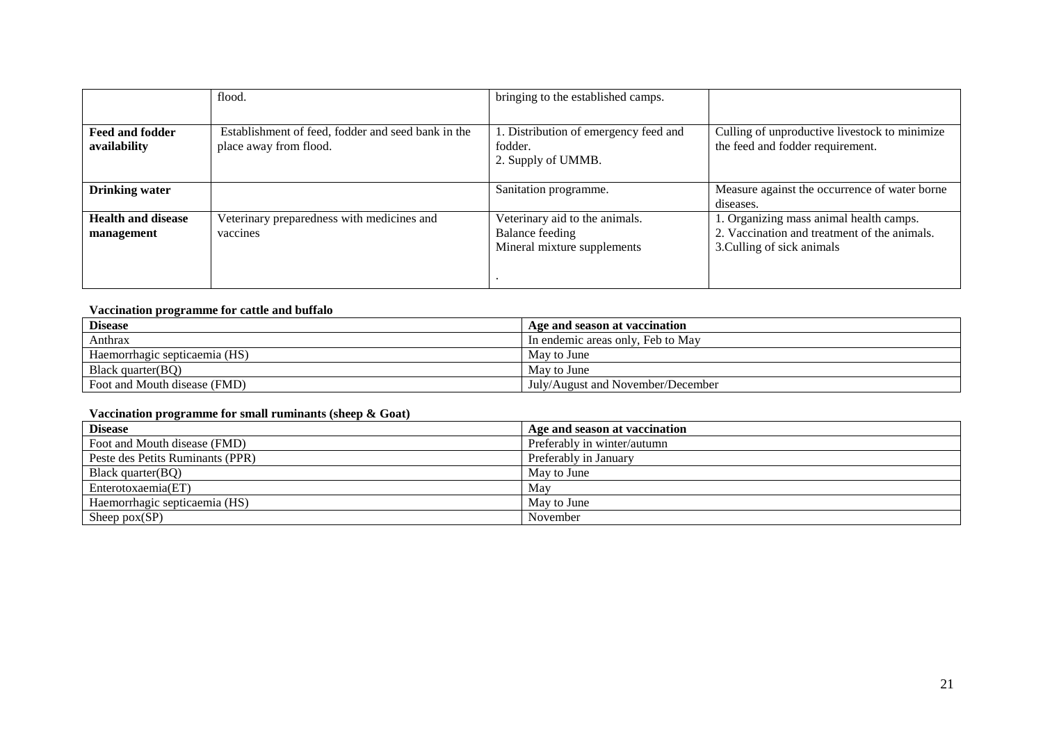|  | flood. | bringing to the established camps. |  |
|---|---|---|---|
| **Feed and fodder availability** | Establishment of feed, fodder and seed bank in the place away from flood. | 1. Distribution of emergency feed and fodder.<br>2. Supply of UMMB. | Culling of unproductive livestock to minimize the feed and fodder requirement. |
| **Drinking water** |  | Sanitation programme. | Measure against the occurrence of water borne diseases. |
| **Health and disease management** | Veterinary preparedness with medicines and vaccines | Veterinary aid to the animals.<br>Balance feeding<br>Mineral mixture supplements<br>. | 1. Organizing mass animal health camps.<br>2. Vaccination and treatment of the animals.<br>3.Culling of sick animals |

**Vaccination programme for cattle and buffalo**

| **Disease** | **Age and season at vaccination** |
|---|---|
| Anthrax | In endemic areas only, Feb to May |
| Haemorrhagic septicaemia (HS) | May to June |
| Black quarter(BQ) | May to June |
| Foot and Mouth disease (FMD) | July/August and November/December |

**Vaccination programme for small ruminants (sheep & Goat)**

| **Disease** | **Age and season at vaccination** |
|---|---|
| Foot and Mouth disease (FMD) | Preferably in winter/autumn |
| Peste des Petits Ruminants (PPR) | Preferably in January |
| Black quarter(BQ) | May to June |
| Enterotoxaemia(ET) | May |
| Haemorrhagic septicaemia (HS) | May to June |
| Sheep pox(SP) | November |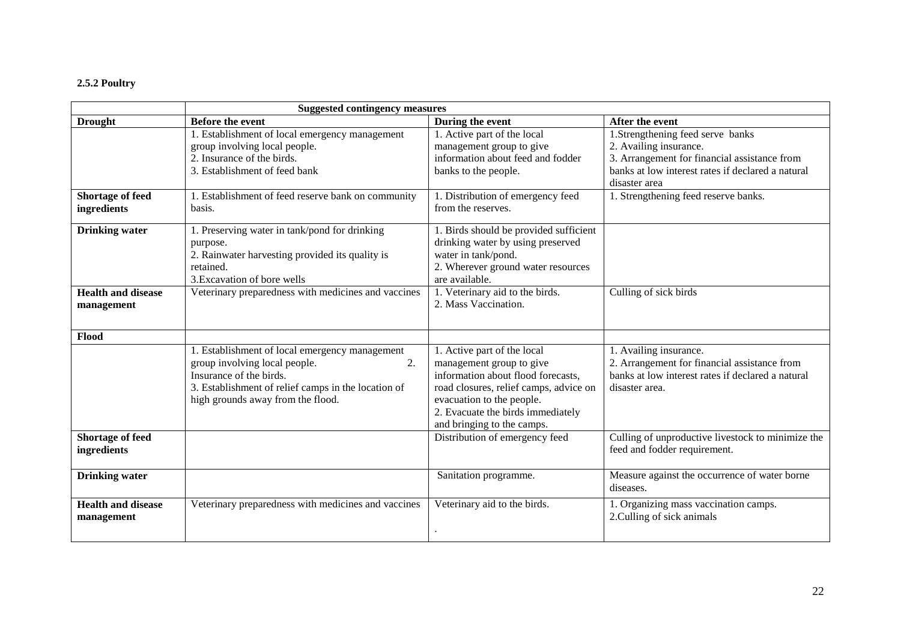**2.5.2 Poultry**

| | Suggested contingency measures | | |
|---|---|---|---|
| **Drought** | **Before the event** | **During the event** | **After the event** |
| | 1. Establishment of local emergency management group involving local people.<br>2. Insurance of the birds.<br>3. Establishment of feed bank | 1. Active part of the local management group to give information about feed and fodder banks to the people. | 1.Strengthening feed serve banks<br>2. Availing insurance.<br>3. Arrangement for financial assistance from banks at low interest rates if declared a natural disaster area |
| **Shortage of feed ingredients** | 1. Establishment of feed reserve bank on community basis. | 1. Distribution of emergency feed from the reserves. | 1. Strengthening feed reserve banks. |
| **Drinking water** | 1. Preserving water in tank/pond for drinking purpose.<br>2. Rainwater harvesting provided its quality is retained.<br>3.Excavation of bore wells | 1. Birds should be provided sufficient drinking water by using preserved water in tank/pond.<br>2. Wherever ground water resources are available. | |
| **Health and disease management** | Veterinary preparedness with medicines and vaccines | 1. Veterinary aid to the birds.<br>2. Mass Vaccination. | Culling of sick birds |
| **Flood** | | | |
| | 1. Establishment of local emergency management group involving local people. 2. Insurance of the birds.<br>3. Establishment of relief camps in the location of high grounds away from the flood. | 1. Active part of the local management group to give information about flood forecasts, road closures, relief camps, advice on evacuation to the people.<br>2. Evacuate the birds immediately and bringing to the camps. | 1. Availing insurance.<br>2. Arrangement for financial assistance from banks at low interest rates if declared a natural disaster area. |
| **Shortage of feed ingredients** | | Distribution of emergency feed | Culling of unproductive livestock to minimize the feed and fodder requirement. |
| **Drinking water** | | Sanitation programme. | Measure against the occurrence of water borne diseases. |
| **Health and disease management** | Veterinary preparedness with medicines and vaccines | Veterinary aid to the birds.<br>. | 1. Organizing mass vaccination camps.<br>2.Culling of sick animals |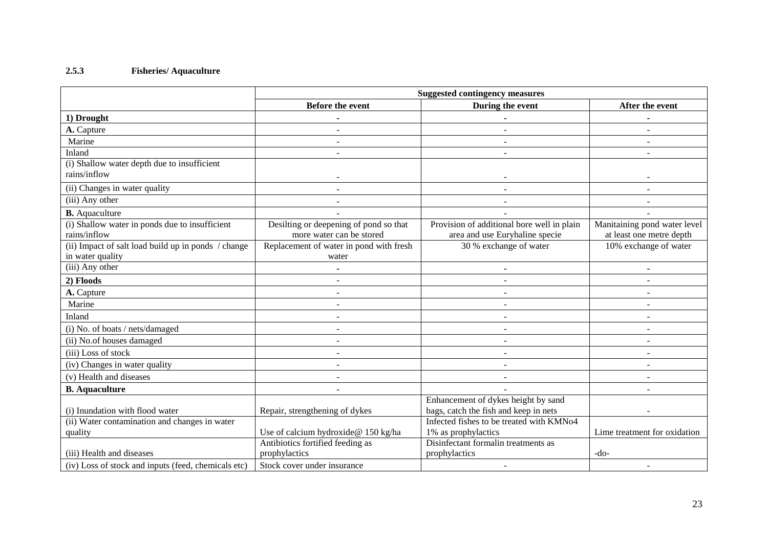**2.5.3 Fisheries/ Aquaculture**

| | Suggested contingency measures | | |
|---|---|---|---|
| | **Before the event** | **During the event** | **After the event** |
| **1) Drought** | - | - | - |
| **A.** Capture | - | - | - |
| Marine | - | - | - |
| Inland | - | - | - |
| (i) Shallow water depth due to insufficient rains/inflow | - | - | - |
| (ii) Changes in water quality | - | - | - |
| (iii) Any other | - | - | - |
| **B.** Aquaculture | - | - | - |
| (i) Shallow water in ponds due to insufficient rains/inflow | Desilting or deepening of pond so that more water can be stored | Provision of additional bore well in plain area and use Euryhaline specie | Manitaining pond water level at least one metre depth |
| (ii) Impact of salt load build up in ponds / change in water quality | Replacement of water in pond with fresh water | 30 % exchange of water | 10% exchange of water |
| (iii) Any other | - | - | - |
| **2) Floods** | - | - | - |
| **A.** Capture | - | - | - |
| Marine | - | - | - |
| Inland | - | - | - |
| (i) No. of boats / nets/damaged | - | - | - |
| (ii) No.of houses damaged | - | - | - |
| (iii) Loss of stock | - | - | - |
| (iv) Changes in water quality | - | - | - |
| (v) Health and diseases | - | - | - |
| **B. Aquaculture** | - | - | - |
| (i) Inundation with flood water | Repair, strengthening of dykes | Enhancement of dykes height by sand bags, catch the fish and keep in nets | - |
| (ii) Water contamination and changes in water quality | Use of calcium hydroxide@ 150 kg/ha | Infected fishes to be treated with KMNo4 1% as prophylactics | Lime treatment for oxidation |
| (iii) Health and diseases | Antibiotics fortified feeding as prophylactics | Disinfectant formalin treatments as prophylactics | -do- |
| (iv) Loss of stock and inputs (feed, chemicals etc) | Stock cover under insurance | - | - |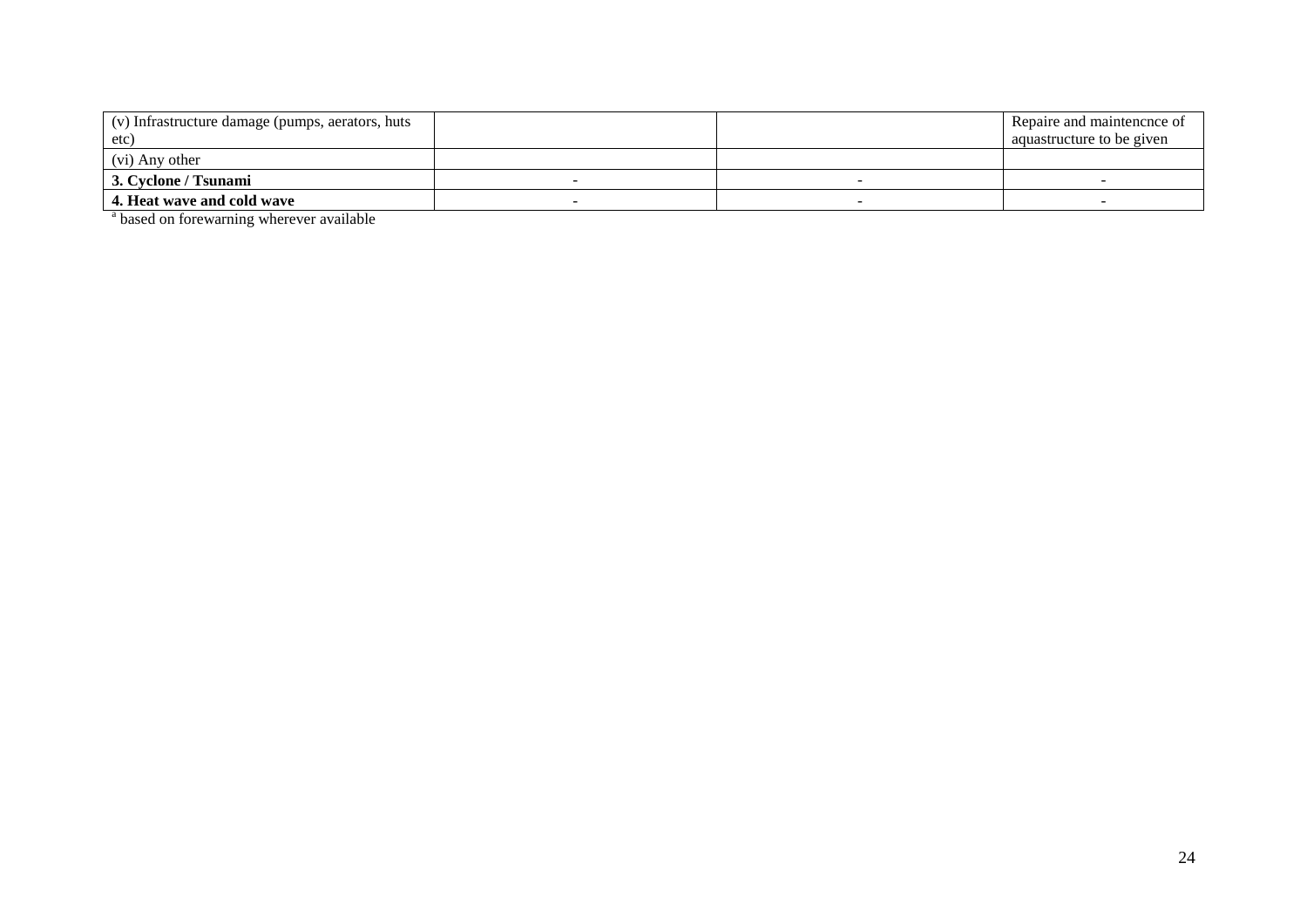| | | | |
|---|---|---|---|
| (v) Infrastructure damage (pumps, aerators, huts etc) | | | Repaire and maintencnce of aquastructure to be given |
| (vi) Any other | | | |
| **3. Cyclone / Tsunami** | - | - | - |
| **4. Heat wave and cold wave** | - | - | - |

[a] based on forewarning wherever available